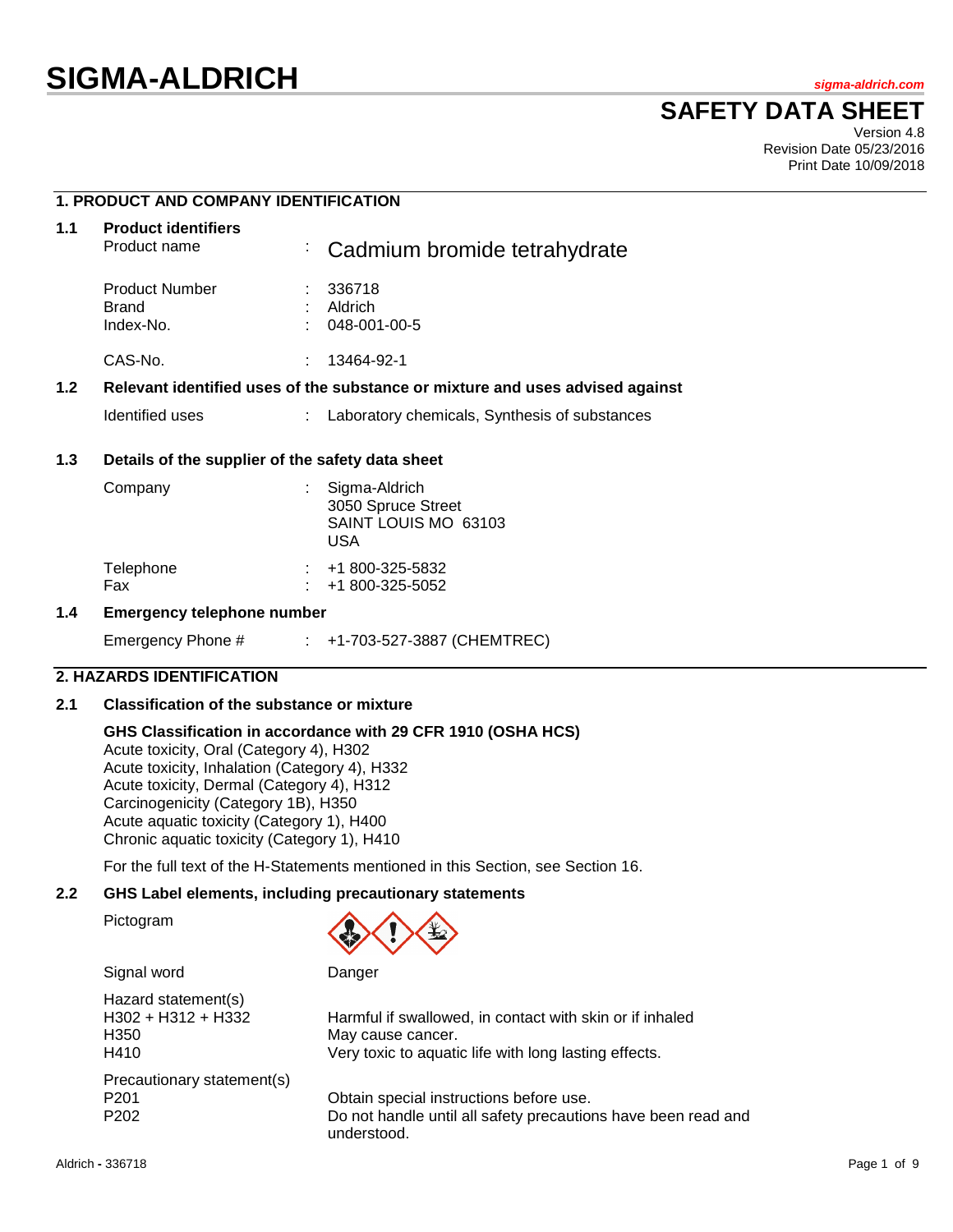# SIGMA-ALDRICH

sigma-aldrich.com

## SAFETY DATA SHEET

Version 4.8
Revision Date 05/23/2016
Print Date 10/09/2018

### 1. PRODUCT AND COMPANY IDENTIFICATION

**1.1 Product identifiers**

| | | |
|---|---|---|
| Product name | : | Cadmium bromide tetrahydrate |
| Product Number | : | 336718 |
| Brand | : | Aldrich |
| Index-No. | : | 048-001-00-5 |
| CAS-No. | : | 13464-92-1 |

**1.2 Relevant identified uses of the substance or mixture and uses advised against**

| | | |
|---|---|---|
| Identified uses | : | Laboratory chemicals, Synthesis of substances |

**1.3 Details of the supplier of the safety data sheet**

| | | |
|---|---|---|
| Company | : | Sigma-Aldrich<br>3050 Spruce Street<br>SAINT LOUIS MO 63103<br>USA |
| Telephone | : | +1 800-325-5832 |
| Fax | : | +1 800-325-5052 |

**1.4 Emergency telephone number**

| | | |
|---|---|---|
| Emergency Phone # | : | +1-703-527-3887 (CHEMTREC) |

### 2. HAZARDS IDENTIFICATION

**2.1 Classification of the substance or mixture**

**GHS Classification in accordance with 29 CFR 1910 (OSHA HCS)**

Acute toxicity, Oral (Category 4), H302
Acute toxicity, Inhalation (Category 4), H332
Acute toxicity, Dermal (Category 4), H312
Carcinogenicity (Category 1B), H350
Acute aquatic toxicity (Category 1), H400
Chronic aquatic toxicity (Category 1), H410

For the full text of the H-Statements mentioned in this Section, see Section 16.

**2.2 GHS Label elements, including precautionary statements**

Pictogram

Signal word: Danger

Hazard statement(s)

| | |
|---|---|
| H302 + H312 + H332 | Harmful if swallowed, in contact with skin or if inhaled |
| H350 | May cause cancer. |
| H410 | Very toxic to aquatic life with long lasting effects. |

Precautionary statement(s)

| | |
|---|---|
| P201 | Obtain special instructions before use. |
| P202 | Do not handle until all safety precautions have been read and understood. |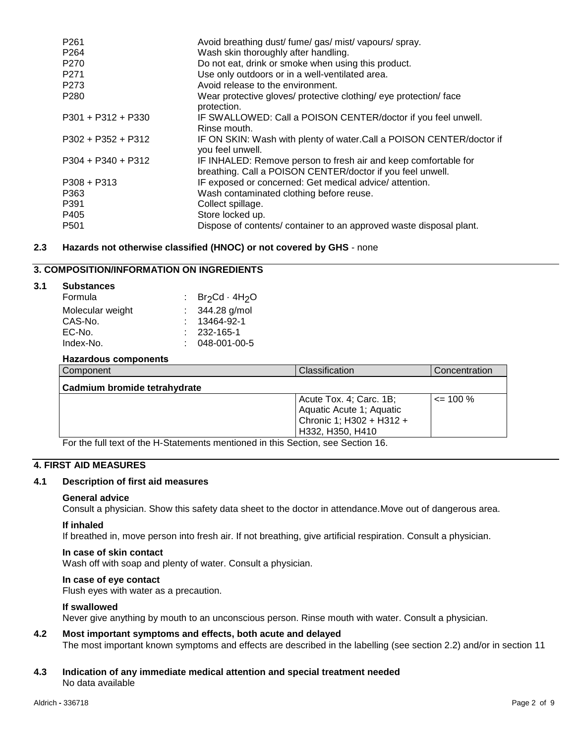| | |
|---|---|
| P261 | Avoid breathing dust/ fume/ gas/ mist/ vapours/ spray. |
| P264 | Wash skin thoroughly after handling. |
| P270 | Do not eat, drink or smoke when using this product. |
| P271 | Use only outdoors or in a well-ventilated area. |
| P273 | Avoid release to the environment. |
| P280 | Wear protective gloves/ protective clothing/ eye protection/ face protection. |
| P301 + P312 + P330 | IF SWALLOWED: Call a POISON CENTER/doctor if you feel unwell. Rinse mouth. |
| P302 + P352 + P312 | IF ON SKIN: Wash with plenty of water.Call a POISON CENTER/doctor if you feel unwell. |
| P304 + P340 + P312 | IF INHALED: Remove person to fresh air and keep comfortable for breathing. Call a POISON CENTER/doctor if you feel unwell. |
| P308 + P313 | IF exposed or concerned: Get medical advice/ attention. |
| P363 | Wash contaminated clothing before reuse. |
| P391 | Collect spillage. |
| P405 | Store locked up. |
| P501 | Dispose of contents/ container to an approved waste disposal plant. |

### 2.3 Hazards not otherwise classified (HNOC) or not covered by GHS - none

## 3. COMPOSITION/INFORMATION ON INGREDIENTS

### 3.1 Substances

| | |
|---|---|
| Formula | : $Br_2Cd \cdot 4H_2O$ |
| Molecular weight | : 344.28 g/mol |
| CAS-No. | : 13464-92-1 |
| EC-No. | : 232-165-1 |
| Index-No. | : 048-001-00-5 |

**Hazardous components**

| Component | Classification | Concentration |
|---|---|---|
| **Cadmium bromide tetrahydrate** | | |
| | Acute Tox. 4; Carc. 1B; Aquatic Acute 1; Aquatic Chronic 1; H302 + H312 + H332, H350, H410 | <= 100 % |

For the full text of the H-Statements mentioned in this Section, see Section 16.

## 4. FIRST AID MEASURES

### 4.1 Description of first aid measures

**General advice**

Consult a physician. Show this safety data sheet to the doctor in attendance.Move out of dangerous area.

**If inhaled**

If breathed in, move person into fresh air. If not breathing, give artificial respiration. Consult a physician.

**In case of skin contact**

Wash off with soap and plenty of water. Consult a physician.

**In case of eye contact**

Flush eyes with water as a precaution.

**If swallowed**

Never give anything by mouth to an unconscious person. Rinse mouth with water. Consult a physician.

### 4.2 Most important symptoms and effects, both acute and delayed

The most important known symptoms and effects are described in the labelling (see section 2.2) and/or in section 11

### 4.3 Indication of any immediate medical attention and special treatment needed

No data available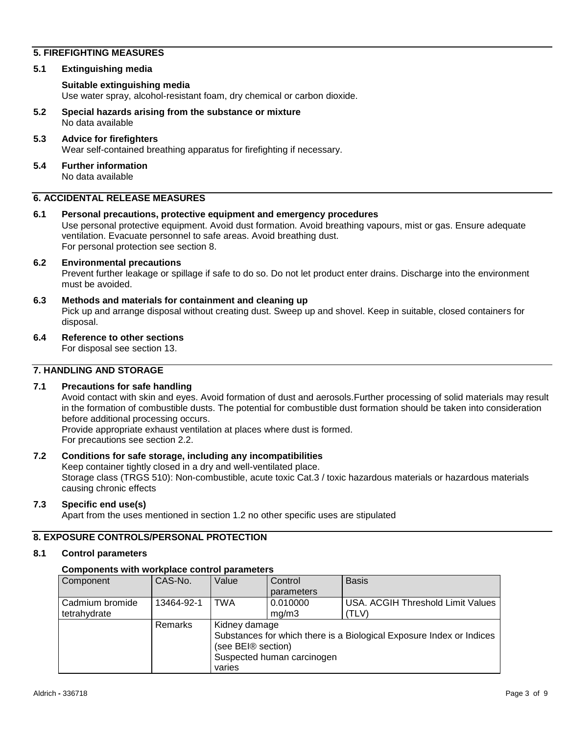## 5. FIREFIGHTING MEASURES

### 5.1 Extinguishing media

**Suitable extinguishing media**

Use water spray, alcohol-resistant foam, dry chemical or carbon dioxide.

### 5.2 Special hazards arising from the substance or mixture

No data available

### 5.3 Advice for firefighters

Wear self-contained breathing apparatus for firefighting if necessary.

### 5.4 Further information

No data available

## 6. ACCIDENTAL RELEASE MEASURES

### 6.1 Personal precautions, protective equipment and emergency procedures

Use personal protective equipment. Avoid dust formation. Avoid breathing vapours, mist or gas. Ensure adequate ventilation. Evacuate personnel to safe areas. Avoid breathing dust.
For personal protection see section 8.

### 6.2 Environmental precautions

Prevent further leakage or spillage if safe to do so. Do not let product enter drains. Discharge into the environment must be avoided.

### 6.3 Methods and materials for containment and cleaning up

Pick up and arrange disposal without creating dust. Sweep up and shovel. Keep in suitable, closed containers for disposal.

### 6.4 Reference to other sections

For disposal see section 13.

## 7. HANDLING AND STORAGE

### 7.1 Precautions for safe handling

Avoid contact with skin and eyes. Avoid formation of dust and aerosols.Further processing of solid materials may result in the formation of combustible dusts. The potential for combustible dust formation should be taken into consideration before additional processing occurs.
Provide appropriate exhaust ventilation at places where dust is formed.
For precautions see section 2.2.

### 7.2 Conditions for safe storage, including any incompatibilities

Keep container tightly closed in a dry and well-ventilated place.
Storage class (TRGS 510): Non-combustible, acute toxic Cat.3 / toxic hazardous materials or hazardous materials causing chronic effects

### 7.3 Specific end use(s)

Apart from the uses mentioned in section 1.2 no other specific uses are stipulated

## 8. EXPOSURE CONTROLS/PERSONAL PROTECTION

### 8.1 Control parameters

**Components with workplace control parameters**

| Component | CAS-No. | Value | Control parameters | Basis |
|---|---|---|---|---|
| Cadmium bromide tetrahydrate | 13464-92-1 | TWA | 0.010000 mg/m3 | USA. ACGIH Threshold Limit Values (TLV) |
| | Remarks | Kidney damage<br>Substances for which there is a Biological Exposure Index or Indices (see BEI® section)<br>Suspected human carcinogen<br>varies | | |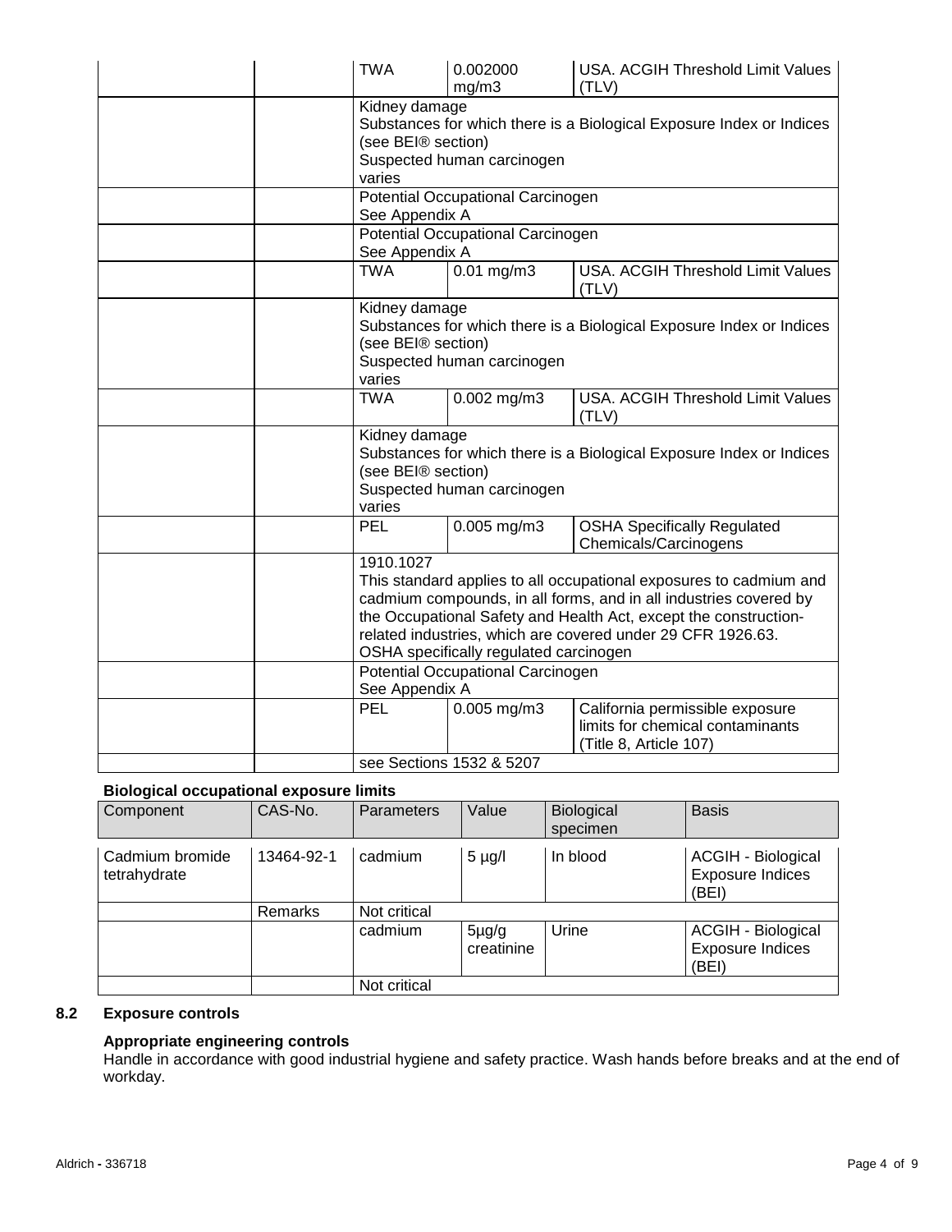| | | | | |
|---|---|---|---|---|
| | | TWA | 0.002000 mg/m3 | USA. ACGIH Threshold Limit Values (TLV) |
| | | Kidney damage<br>Substances for which there is a Biological Exposure Index or Indices (see BEI® section)<br>Suspected human carcinogen<br>varies | | |
| | | Potential Occupational Carcinogen<br>See Appendix A | | |
| | | Potential Occupational Carcinogen<br>See Appendix A | | |
| | | TWA | 0.01 mg/m3 | USA. ACGIH Threshold Limit Values (TLV) |
| | | Kidney damage<br>Substances for which there is a Biological Exposure Index or Indices (see BEI® section)<br>Suspected human carcinogen<br>varies | | |
| | | TWA | 0.002 mg/m3 | USA. ACGIH Threshold Limit Values (TLV) |
| | | Kidney damage<br>Substances for which there is a Biological Exposure Index or Indices (see BEI® section)<br>Suspected human carcinogen<br>varies | | |
| | | PEL | 0.005 mg/m3 | OSHA Specifically Regulated Chemicals/Carcinogens |
| | | 1910.1027<br>This standard applies to all occupational exposures to cadmium and cadmium compounds, in all forms, and in all industries covered by the Occupational Safety and Health Act, except the construction-related industries, which are covered under 29 CFR 1926.63.<br>OSHA specifically regulated carcinogen | | |
| | | Potential Occupational Carcinogen<br>See Appendix A | | |
| | | PEL | 0.005 mg/m3 | California permissible exposure limits for chemical contaminants (Title 8, Article 107) |
| | | see Sections 1532 & 5207 | | |

**Biological occupational exposure limits**

| Component | CAS-No. | Parameters | Value | Biological specimen | Basis |
|---|---|---|---|---|---|
| Cadmium bromide tetrahydrate | 13464-92-1 | cadmium | 5 µg/l | In blood | ACGIH - Biological Exposure Indices (BEI) |
| | Remarks | Not critical | | | |
| | | cadmium | 5µg/g creatinine | Urine | ACGIH - Biological Exposure Indices (BEI) |
| | | Not critical | | | |

## 8.2 Exposure controls

**Appropriate engineering controls**

Handle in accordance with good industrial hygiene and safety practice. Wash hands before breaks and at the end of workday.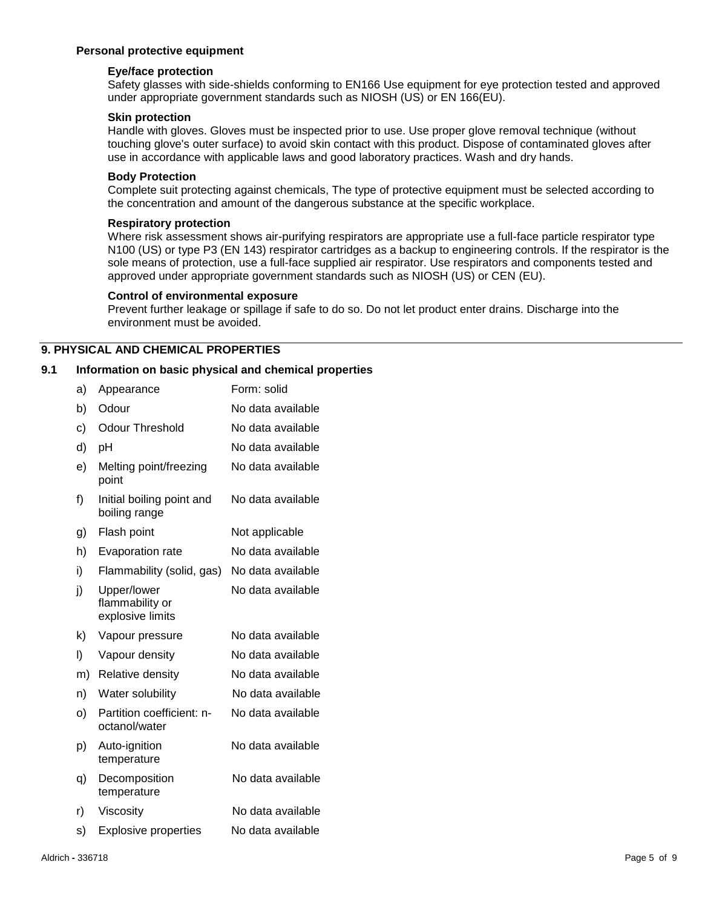**Personal protective equipment**

**Eye/face protection**

Safety glasses with side-shields conforming to EN166 Use equipment for eye protection tested and approved under appropriate government standards such as NIOSH (US) or EN 166(EU).

**Skin protection**

Handle with gloves. Gloves must be inspected prior to use. Use proper glove removal technique (without touching glove's outer surface) to avoid skin contact with this product. Dispose of contaminated gloves after use in accordance with applicable laws and good laboratory practices. Wash and dry hands.

**Body Protection**

Complete suit protecting against chemicals, The type of protective equipment must be selected according to the concentration and amount of the dangerous substance at the specific workplace.

**Respiratory protection**

Where risk assessment shows air-purifying respirators are appropriate use a full-face particle respirator type N100 (US) or type P3 (EN 143) respirator cartridges as a backup to engineering controls. If the respirator is the sole means of protection, use a full-face supplied air respirator. Use respirators and components tested and approved under appropriate government standards such as NIOSH (US) or CEN (EU).

**Control of environmental exposure**

Prevent further leakage or spillage if safe to do so. Do not let product enter drains. Discharge into the environment must be avoided.

## 9. PHYSICAL AND CHEMICAL PROPERTIES

### 9.1 Information on basic physical and chemical properties

| | | |
|---|---|---|
| a) | Appearance | Form: solid |
| b) | Odour | No data available |
| c) | Odour Threshold | No data available |
| d) | pH | No data available |
| e) | Melting point/freezing point | No data available |
| f) | Initial boiling point and boiling range | No data available |
| g) | Flash point | Not applicable |
| h) | Evaporation rate | No data available |
| i) | Flammability (solid, gas) | No data available |
| j) | Upper/lower flammability or explosive limits | No data available |
| k) | Vapour pressure | No data available |
| l) | Vapour density | No data available |
| m) | Relative density | No data available |
| n) | Water solubility | No data available |
| o) | Partition coefficient: n-octanol/water | No data available |
| p) | Auto-ignition temperature | No data available |
| q) | Decomposition temperature | No data available |
| r) | Viscosity | No data available |
| s) | Explosive properties | No data available |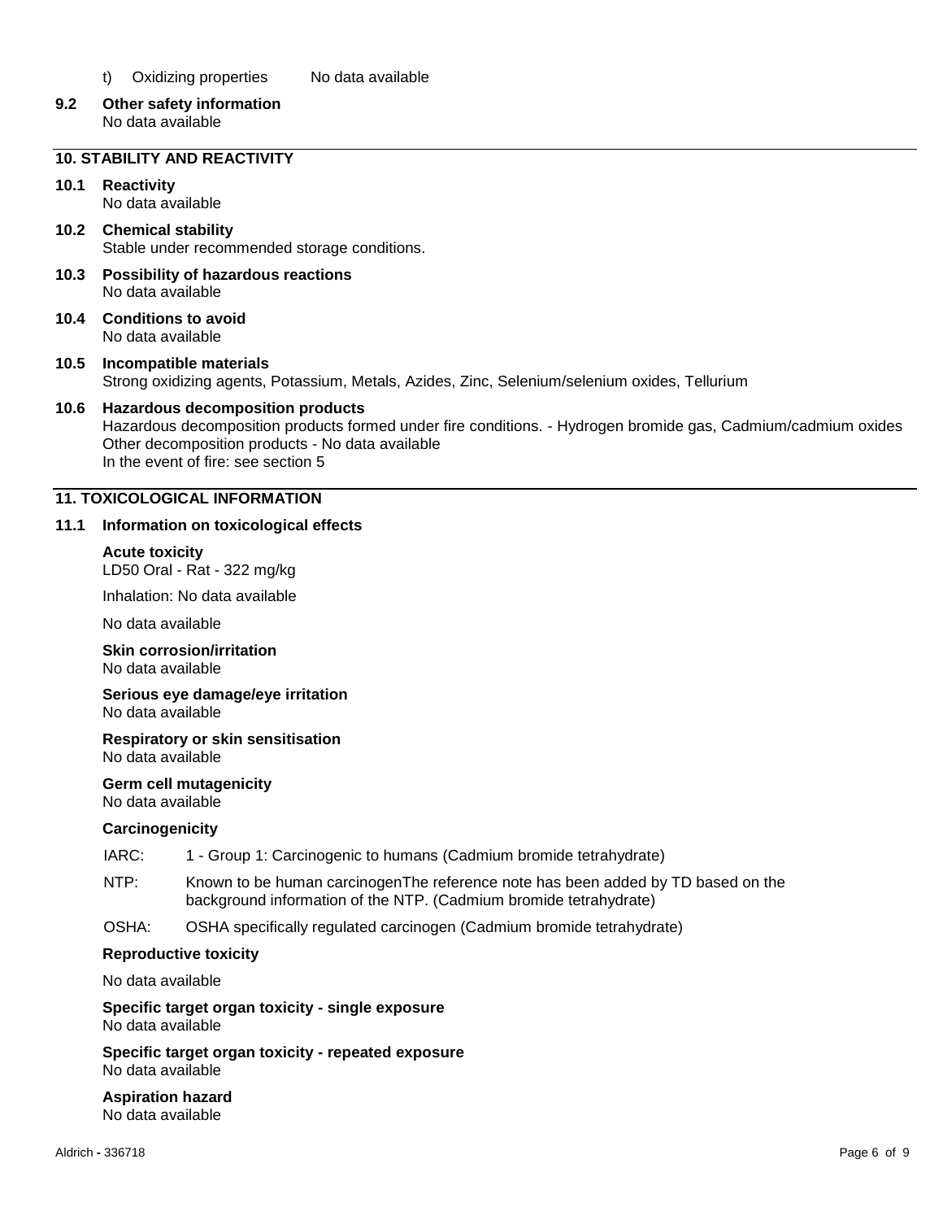t) Oxidizing properties No data available

**9.2 Other safety information**

No data available

## 10. STABILITY AND REACTIVITY

**10.1 Reactivity**

No data available

**10.2 Chemical stability**

Stable under recommended storage conditions.

**10.3 Possibility of hazardous reactions**

No data available

**10.4 Conditions to avoid**

No data available

**10.5 Incompatible materials**

Strong oxidizing agents, Potassium, Metals, Azides, Zinc, Selenium/selenium oxides, Tellurium

**10.6 Hazardous decomposition products**

Hazardous decomposition products formed under fire conditions. - Hydrogen bromide gas, Cadmium/cadmium oxides
Other decomposition products - No data available
In the event of fire: see section 5

## 11. TOXICOLOGICAL INFORMATION

**11.1 Information on toxicological effects**

**Acute toxicity**

LD50 Oral - Rat - 322 mg/kg

Inhalation: No data available

No data available

**Skin corrosion/irritation**

No data available

**Serious eye damage/eye irritation**

No data available

**Respiratory or skin sensitisation**

No data available

**Germ cell mutagenicity**

No data available

**Carcinogenicity**

IARC: 1 - Group 1: Carcinogenic to humans (Cadmium bromide tetrahydrate)

NTP: Known to be human carcinogenThe reference note has been added by TD based on the background information of the NTP. (Cadmium bromide tetrahydrate)

OSHA: OSHA specifically regulated carcinogen (Cadmium bromide tetrahydrate)

**Reproductive toxicity**

No data available

**Specific target organ toxicity - single exposure**

No data available

**Specific target organ toxicity - repeated exposure**

No data available

**Aspiration hazard**

No data available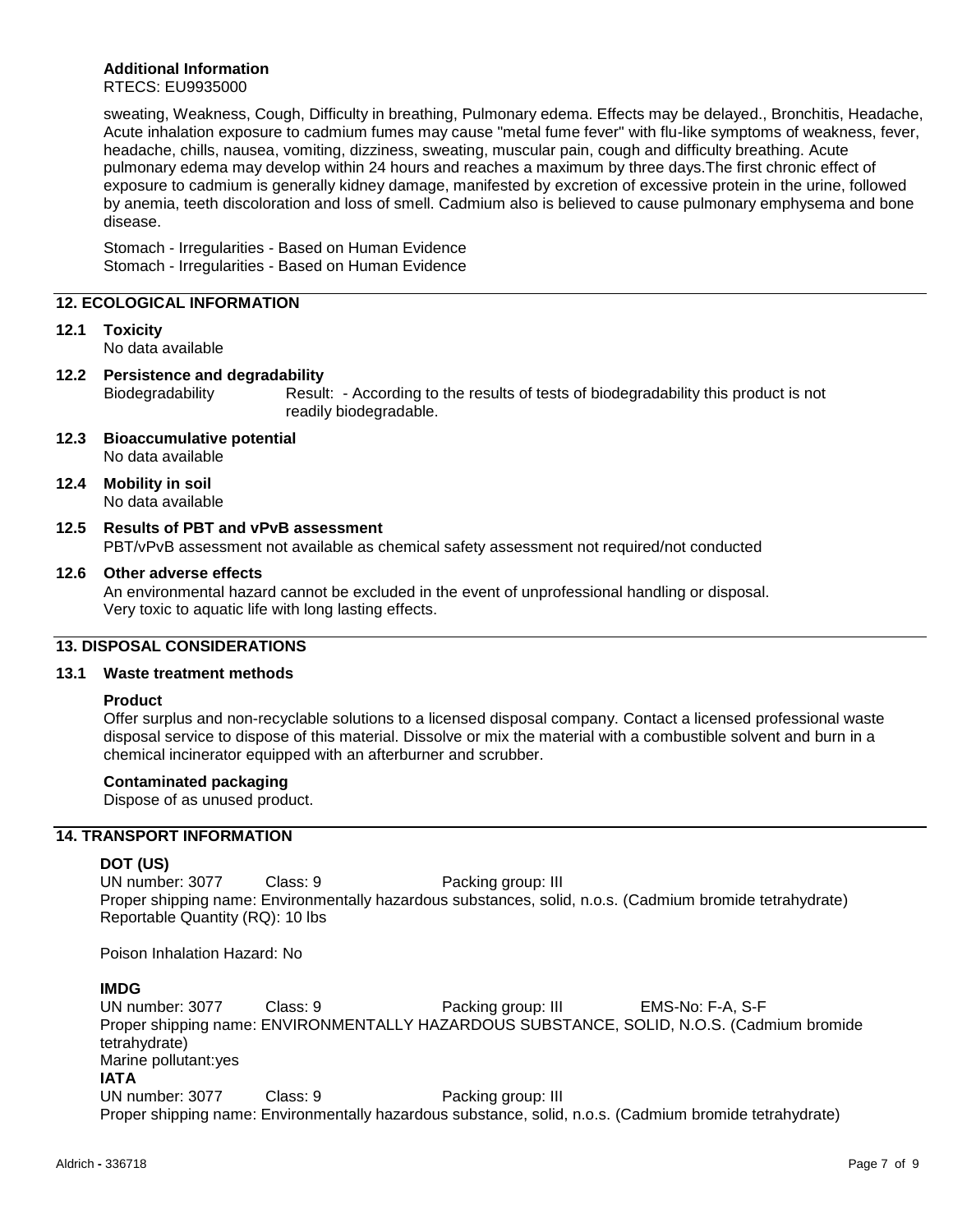**Additional Information**

RTECS: EU9935000

sweating, Weakness, Cough, Difficulty in breathing, Pulmonary edema. Effects may be delayed., Bronchitis, Headache, Acute inhalation exposure to cadmium fumes may cause "metal fume fever" with flu-like symptoms of weakness, fever, headache, chills, nausea, vomiting, dizziness, sweating, muscular pain, cough and difficulty breathing. Acute pulmonary edema may develop within 24 hours and reaches a maximum by three days.The first chronic effect of exposure to cadmium is generally kidney damage, manifested by excretion of excessive protein in the urine, followed by anemia, teeth discoloration and loss of smell. Cadmium also is believed to cause pulmonary emphysema and bone disease.

Stomach - Irregularities - Based on Human Evidence
Stomach - Irregularities - Based on Human Evidence

## 12. ECOLOGICAL INFORMATION

### 12.1 Toxicity

No data available

### 12.2 Persistence and degradability

Biodegradability    Result:  - According to the results of tests of biodegradability this product is not readily biodegradable.

### 12.3 Bioaccumulative potential

No data available

### 12.4 Mobility in soil

No data available

### 12.5 Results of PBT and vPvB assessment

PBT/vPvB assessment not available as chemical safety assessment not required/not conducted

### 12.6 Other adverse effects

An environmental hazard cannot be excluded in the event of unprofessional handling or disposal.
Very toxic to aquatic life with long lasting effects.

## 13. DISPOSAL CONSIDERATIONS

### 13.1 Waste treatment methods

**Product**

Offer surplus and non-recyclable solutions to a licensed disposal company. Contact a licensed professional waste disposal service to dispose of this material. Dissolve or mix the material with a combustible solvent and burn in a chemical incinerator equipped with an afterburner and scrubber.

**Contaminated packaging**

Dispose of as unused product.

## 14. TRANSPORT INFORMATION

**DOT (US)**

UN number: 3077    Class: 9    Packing group: III
Proper shipping name: Environmentally hazardous substances, solid, n.o.s. (Cadmium bromide tetrahydrate)
Reportable Quantity (RQ): 10 lbs

Poison Inhalation Hazard: No

**IMDG**

UN number: 3077    Class: 9    Packing group: III    EMS-No: F-A, S-F
Proper shipping name: ENVIRONMENTALLY HAZARDOUS SUBSTANCE, SOLID, N.O.S. (Cadmium bromide tetrahydrate)
Marine pollutant:yes

**IATA**

UN number: 3077    Class: 9    Packing group: III
Proper shipping name: Environmentally hazardous substance, solid, n.o.s. (Cadmium bromide tetrahydrate)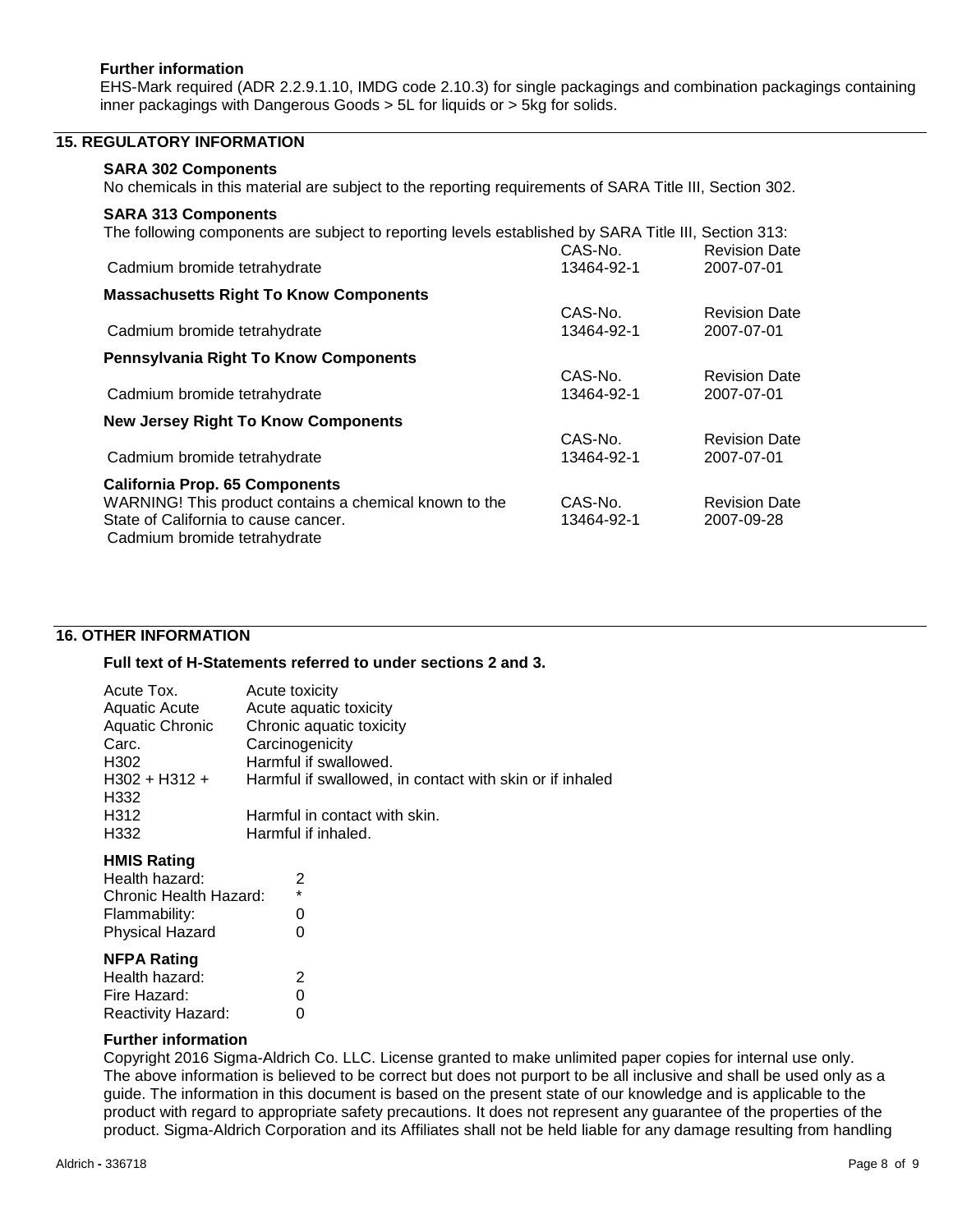**Further information**

EHS-Mark required (ADR 2.2.9.1.10, IMDG code 2.10.3) for single packagings and combination packagings containing inner packagings with Dangerous Goods > 5L for liquids or > 5kg for solids.

## 15. REGULATORY INFORMATION

**SARA 302 Components**

No chemicals in this material are subject to the reporting requirements of SARA Title III, Section 302.

**SARA 313 Components**

The following components are subject to reporting levels established by SARA Title III, Section 313:

| | CAS-No. | Revision Date |
|---|---|---|
| Cadmium bromide tetrahydrate | 13464-92-1 | 2007-07-01 |

**Massachusetts Right To Know Components**

| | CAS-No. | Revision Date |
|---|---|---|
| Cadmium bromide tetrahydrate | 13464-92-1 | 2007-07-01 |

**Pennsylvania Right To Know Components**

| | CAS-No. | Revision Date |
|---|---|---|
| Cadmium bromide tetrahydrate | 13464-92-1 | 2007-07-01 |

**New Jersey Right To Know Components**

| | CAS-No. | Revision Date |
|---|---|---|
| Cadmium bromide tetrahydrate | 13464-92-1 | 2007-07-01 |

**California Prop. 65 Components**

| | CAS-No. | Revision Date |
|---|---|---|
| WARNING! This product contains a chemical known to the State of California to cause cancer. Cadmium bromide tetrahydrate | 13464-92-1 | 2007-09-28 |

## 16. OTHER INFORMATION

**Full text of H-Statements referred to under sections 2 and 3.**

| | |
|---|---|
| Acute Tox. | Acute toxicity |
| Aquatic Acute | Acute aquatic toxicity |
| Aquatic Chronic | Chronic aquatic toxicity |
| Carc. | Carcinogenicity |
| H302 | Harmful if swallowed. |
| H302 + H312 + H332 | Harmful if swallowed, in contact with skin or if inhaled |
| H312 | Harmful in contact with skin. |
| H332 | Harmful if inhaled. |

**HMIS Rating**

| | |
|---|---|
| Health hazard: | 2 |
| Chronic Health Hazard: | * |
| Flammability: | 0 |
| Physical Hazard | 0 |

**NFPA Rating**

| | |
|---|---|
| Health hazard: | 2 |
| Fire Hazard: | 0 |
| Reactivity Hazard: | 0 |

**Further information**

Copyright 2016 Sigma-Aldrich Co. LLC. License granted to make unlimited paper copies for internal use only. The above information is believed to be correct but does not purport to be all inclusive and shall be used only as a guide. The information in this document is based on the present state of our knowledge and is applicable to the product with regard to appropriate safety precautions. It does not represent any guarantee of the properties of the product. Sigma-Aldrich Corporation and its Affiliates shall not be held liable for any damage resulting from handling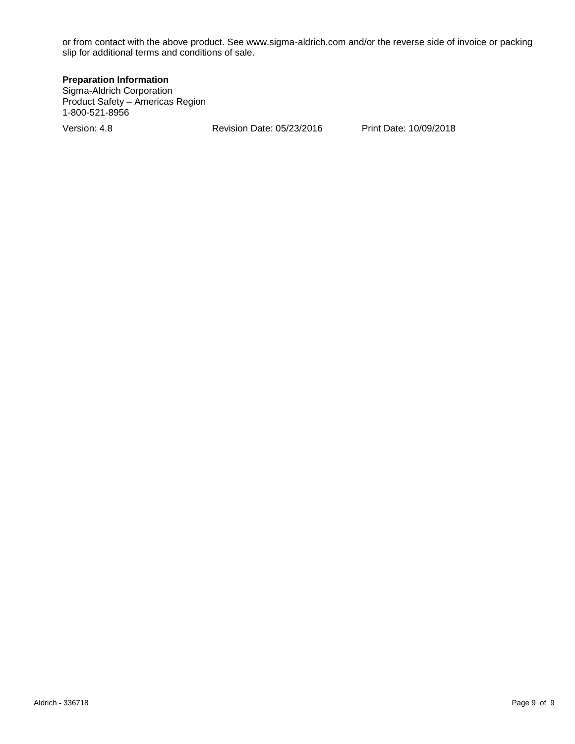or from contact with the above product. See www.sigma-aldrich.com and/or the reverse side of invoice or packing slip for additional terms and conditions of sale.

**Preparation Information**

Sigma-Aldrich Corporation
Product Safety – Americas Region
1-800-521-8956

Version: 4.8 Revision Date: 05/23/2016 Print Date: 10/09/2018